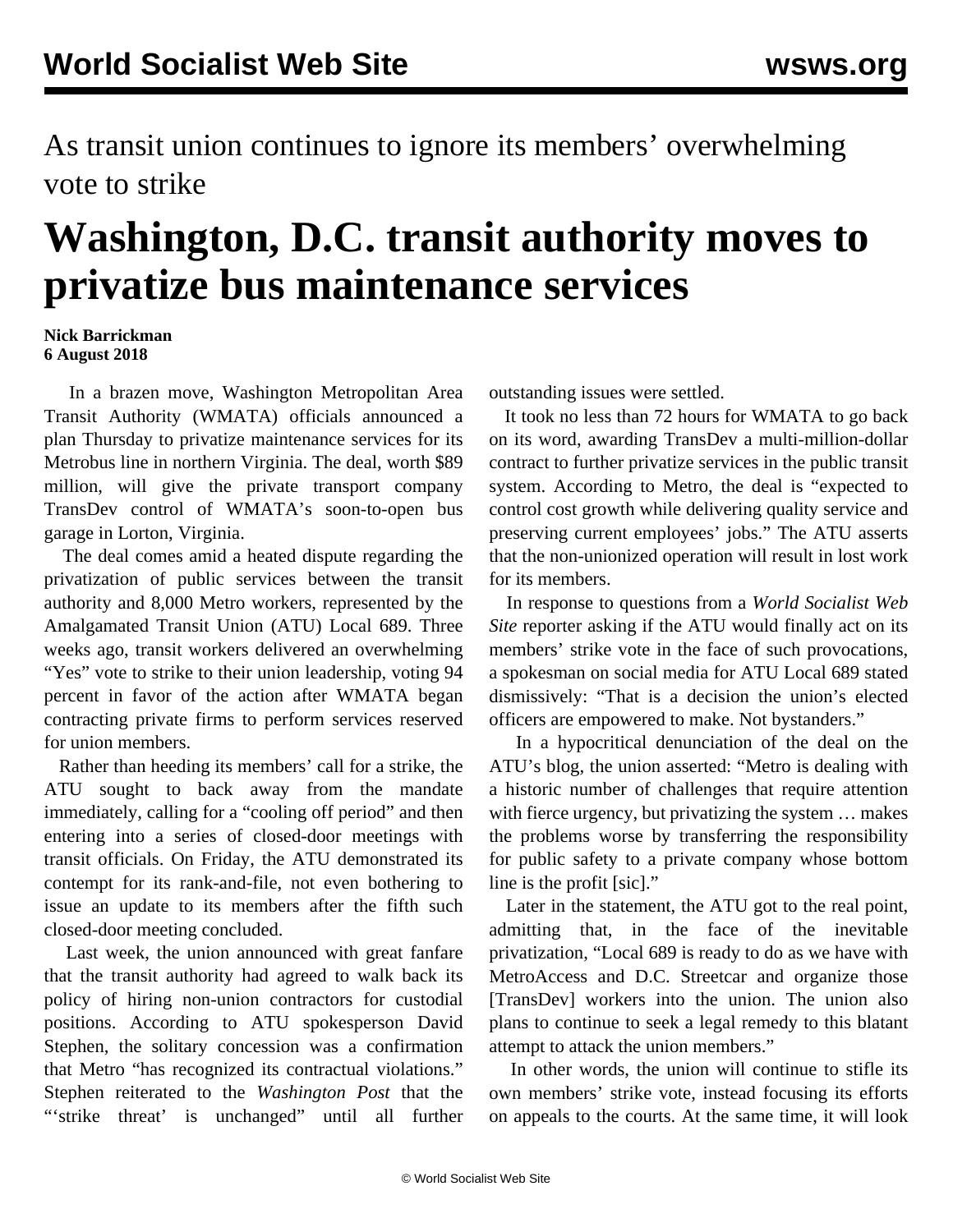As transit union continues to ignore its members' overwhelming vote to strike

# Washington, D.C. transit authority moves to privatize bus maintenance services

**Nick Barrickman**
**6 August 2018**

In a brazen move, Washington Metropolitan Area Transit Authority (WMATA) officials announced a plan Thursday to privatize maintenance services for its Metrobus line in northern Virginia. The deal, worth $89 million, will give the private transport company TransDev control of WMATA's soon-to-open bus garage in Lorton, Virginia.

The deal comes amid a heated dispute regarding the privatization of public services between the transit authority and 8,000 Metro workers, represented by the Amalgamated Transit Union (ATU) Local 689. Three weeks ago, transit workers delivered an overwhelming "Yes" vote to strike to their union leadership, voting 94 percent in favor of the action after WMATA began contracting private firms to perform services reserved for union members.

Rather than heeding its members' call for a strike, the ATU sought to back away from the mandate immediately, calling for a "cooling off period" and then entering into a series of closed-door meetings with transit officials. On Friday, the ATU demonstrated its contempt for its rank-and-file, not even bothering to issue an update to its members after the fifth such closed-door meeting concluded.

Last week, the union announced with great fanfare that the transit authority had agreed to walk back its policy of hiring non-union contractors for custodial positions. According to ATU spokesperson David Stephen, the solitary concession was a confirmation that Metro "has recognized its contractual violations." Stephen reiterated to the *Washington Post* that the "'strike threat' is unchanged" until all further outstanding issues were settled.

It took no less than 72 hours for WMATA to go back on its word, awarding TransDev a multi-million-dollar contract to further privatize services in the public transit system. According to Metro, the deal is "expected to control cost growth while delivering quality service and preserving current employees' jobs." The ATU asserts that the non-unionized operation will result in lost work for its members.

In response to questions from a *World Socialist Web Site* reporter asking if the ATU would finally act on its members' strike vote in the face of such provocations, a spokesman on social media for ATU Local 689 stated dismissively: "That is a decision the union's elected officers are empowered to make. Not bystanders."

In a hypocritical denunciation of the deal on the ATU's blog, the union asserted: "Metro is dealing with a historic number of challenges that require attention with fierce urgency, but privatizing the system … makes the problems worse by transferring the responsibility for public safety to a private company whose bottom line is the profit [sic]."

Later in the statement, the ATU got to the real point, admitting that, in the face of the inevitable privatization, "Local 689 is ready to do as we have with MetroAccess and D.C. Streetcar and organize those [TransDev] workers into the union. The union also plans to continue to seek a legal remedy to this blatant attempt to attack the union members."

In other words, the union will continue to stifle its own members' strike vote, instead focusing its efforts on appeals to the courts. At the same time, it will look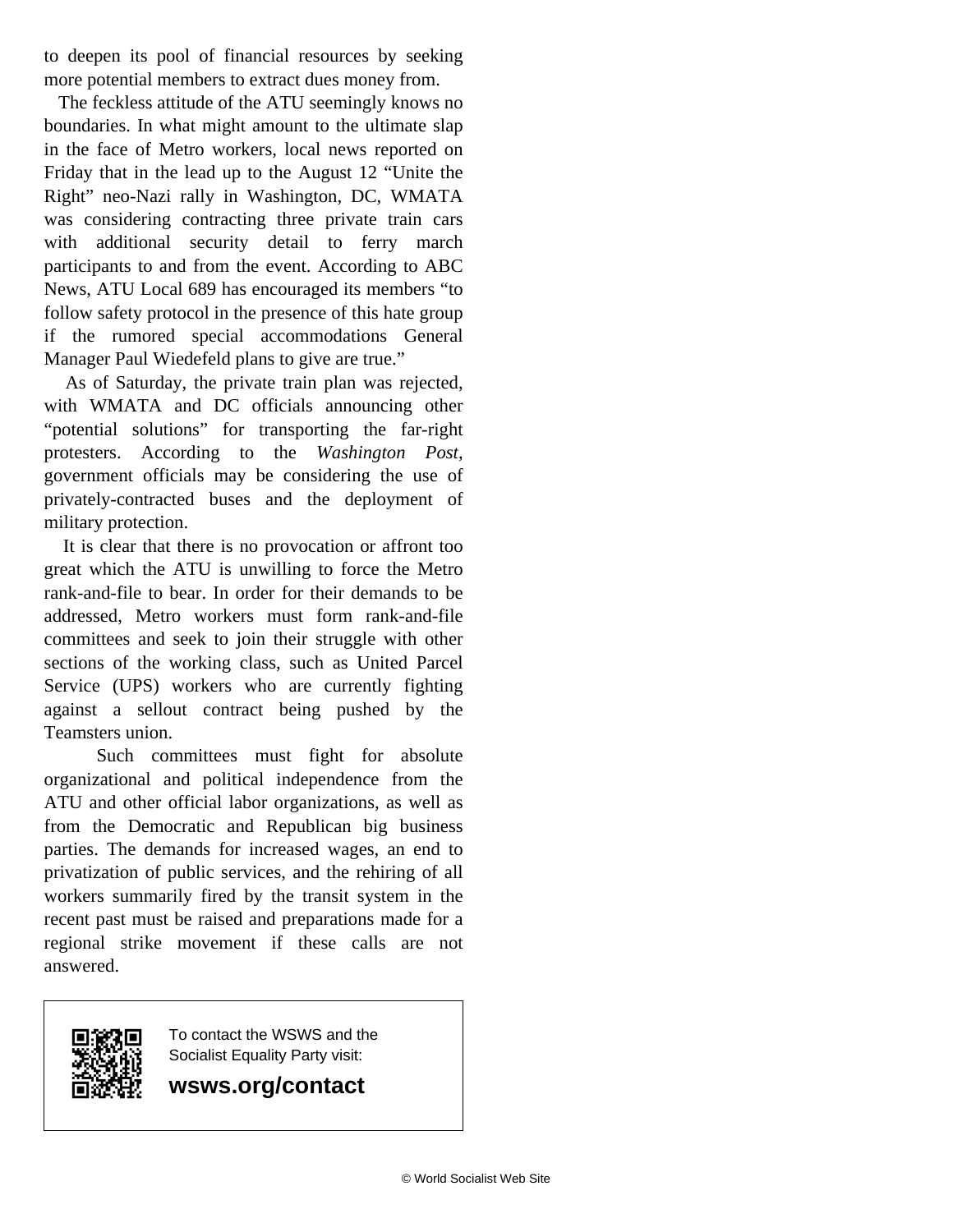to deepen its pool of financial resources by seeking more potential members to extract dues money from.

The feckless attitude of the ATU seemingly knows no boundaries. In what might amount to the ultimate slap in the face of Metro workers, local news reported on Friday that in the lead up to the August 12 "Unite the Right" neo-Nazi rally in Washington, DC, WMATA was considering contracting three private train cars with additional security detail to ferry march participants to and from the event. According to ABC News, ATU Local 689 has encouraged its members "to follow safety protocol in the presence of this hate group if the rumored special accommodations General Manager Paul Wiedefeld plans to give are true."

As of Saturday, the private train plan was rejected, with WMATA and DC officials announcing other "potential solutions" for transporting the far-right protesters. According to the *Washington Post*, government officials may be considering the use of privately-contracted buses and the deployment of military protection.

It is clear that there is no provocation or affront too great which the ATU is unwilling to force the Metro rank-and-file to bear. In order for their demands to be addressed, Metro workers must form rank-and-file committees and seek to join their struggle with other sections of the working class, such as United Parcel Service (UPS) workers who are currently fighting against a sellout contract being pushed by the Teamsters union.

Such committees must fight for absolute organizational and political independence from the ATU and other official labor organizations, as well as from the Democratic and Republican big business parties. The demands for increased wages, an end to privatization of public services, and the rehiring of all workers summarily fired by the transit system in the recent past must be raised and preparations made for a regional strike movement if these calls are not answered.

To contact the WSWS and the Socialist Equality Party visit:

**wsws.org/contact**